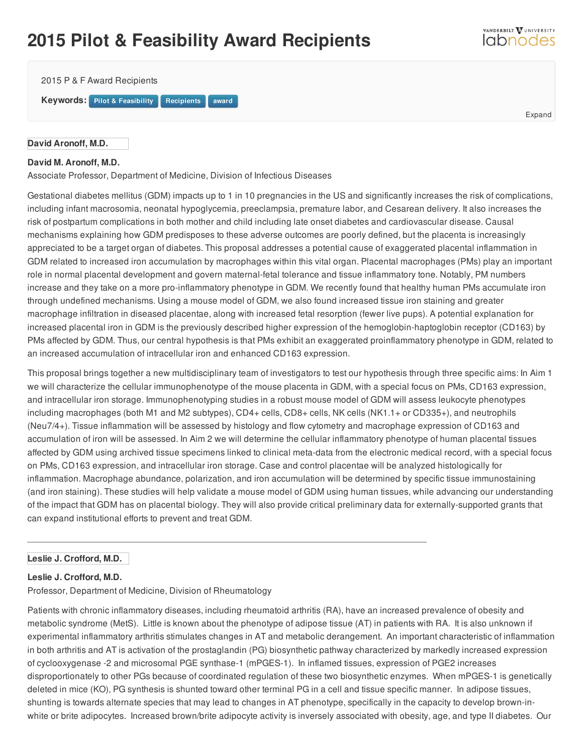# 2015 Pilot & Feasibility Award Recipients

2015 P & F Award Recipients

**Keywords:** Pilot & Feasibility Recipients award

Expand

**David Aronoff, M.D.**

**David M. Aronoff, M.D.**
Associate Professor, Department of Medicine, Division of Infectious Diseases

Gestational diabetes mellitus (GDM) impacts up to 1 in 10 pregnancies in the US and significantly increases the risk of complications, including infant macrosomia, neonatal hypoglycemia, preeclampsia, premature labor, and Cesarean delivery. It also increases the risk of postpartum complications in both mother and child including late onset diabetes and cardiovascular disease. Causal mechanisms explaining how GDM predisposes to these adverse outcomes are poorly defined, but the placenta is increasingly appreciated to be a target organ of diabetes. This proposal addresses a potential cause of exaggerated placental inflammation in GDM related to increased iron accumulation by macrophages within this vital organ. Placental macrophages (PMs) play an important role in normal placental development and govern maternal-fetal tolerance and tissue inflammatory tone. Notably, PM numbers increase and they take on a more pro-inflammatory phenotype in GDM. We recently found that healthy human PMs accumulate iron through undefined mechanisms. Using a mouse model of GDM, we also found increased tissue iron staining and greater macrophage infiltration in diseased placentae, along with increased fetal resorption (fewer live pups). A potential explanation for increased placental iron in GDM is the previously described higher expression of the hemoglobin-haptoglobin receptor (CD163) by PMs affected by GDM. Thus, our central hypothesis is that PMs exhibit an exaggerated proinflammatory phenotype in GDM, related to an increased accumulation of intracellular iron and enhanced CD163 expression.

This proposal brings together a new multidisciplinary team of investigators to test our hypothesis through three specific aims: In Aim 1 we will characterize the cellular immunophenotype of the mouse placenta in GDM, with a special focus on PMs, CD163 expression, and intracellular iron storage. Immunophenotyping studies in a robust mouse model of GDM will assess leukocyte phenotypes including macrophages (both M1 and M2 subtypes), CD4+ cells, CD8+ cells, NK cells (NK1.1+ or CD335+), and neutrophils (Neu7/4+). Tissue inflammation will be assessed by histology and flow cytometry and macrophage expression of CD163 and accumulation of iron will be assessed. In Aim 2 we will determine the cellular inflammatory phenotype of human placental tissues affected by GDM using archived tissue specimens linked to clinical meta-data from the electronic medical record, with a special focus on PMs, CD163 expression, and intracellular iron storage. Case and control placentae will be analyzed histologically for inflammation. Macrophage abundance, polarization, and iron accumulation will be determined by specific tissue immunostaining (and iron staining). These studies will help validate a mouse model of GDM using human tissues, while advancing our understanding of the impact that GDM has on placental biology. They will also provide critical preliminary data for externally-supported grants that can expand institutional efforts to prevent and treat GDM.

---

**Leslie J. Crofford, M.D.**

**Leslie J. Crofford, M.D.**
Professor, Department of Medicine, Division of Rheumatology

Patients with chronic inflammatory diseases, including rheumatoid arthritis (RA), have an increased prevalence of obesity and metabolic syndrome (MetS). Little is known about the phenotype of adipose tissue (AT) in patients with RA. It is also unknown if experimental inflammatory arthritis stimulates changes in AT and metabolic derangement. An important characteristic of inflammation in both arthritis and AT is activation of the prostaglandin (PG) biosynthetic pathway characterized by markedly increased expression of cyclooxygenase -2 and microsomal PGE synthase-1 (mPGES-1). In inflamed tissues, expression of PGE2 increases disproportionately to other PGs because of coordinated regulation of these two biosynthetic enzymes. When mPGES-1 is genetically deleted in mice (KO), PG synthesis is shunted toward other terminal PG in a cell and tissue specific manner. In adipose tissues, shunting is towards alternate species that may lead to changes in AT phenotype, specifically in the capacity to develop brown-in-white or brite adipocytes. Increased brown/brite adipocyte activity is inversely associated with obesity, age, and type II diabetes. Our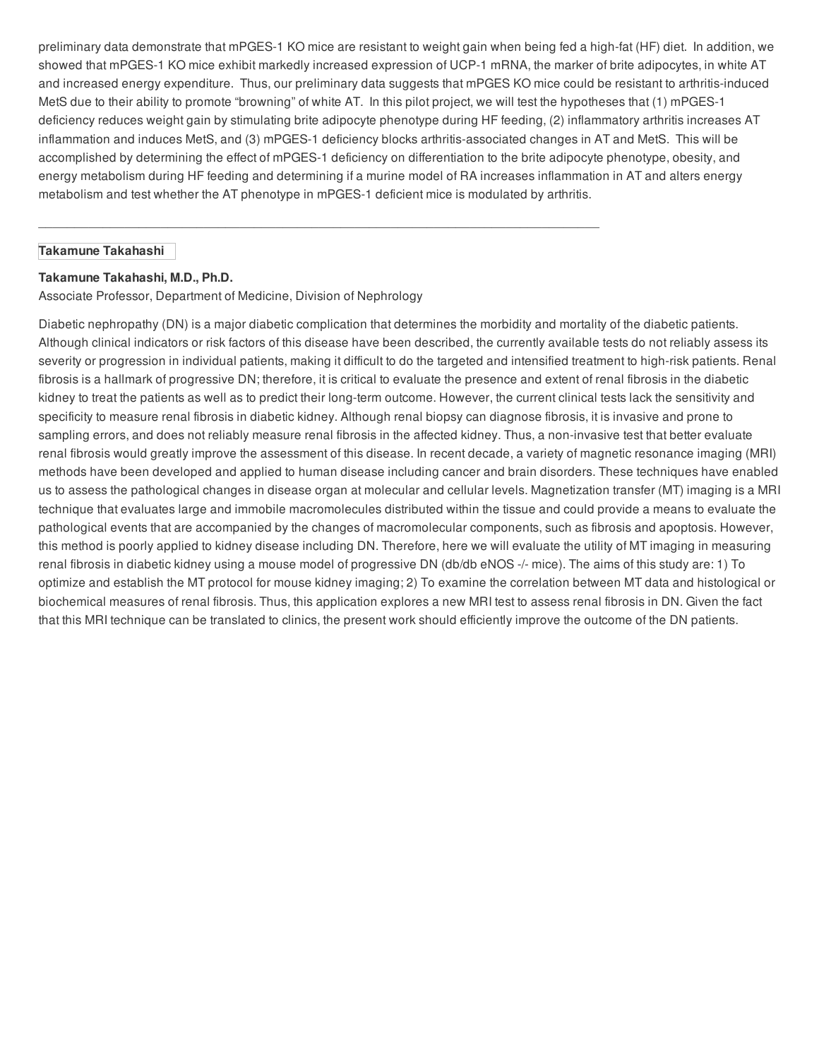preliminary data demonstrate that mPGES-1 KO mice are resistant to weight gain when being fed a high-fat (HF) diet. In addition, we showed that mPGES-1 KO mice exhibit markedly increased expression of UCP-1 mRNA, the marker of brite adipocytes, in white AT and increased energy expenditure. Thus, our preliminary data suggests that mPGES KO mice could be resistant to arthritis-induced MetS due to their ability to promote "browning" of white AT. In this pilot project, we will test the hypotheses that (1) mPGES-1 deficiency reduces weight gain by stimulating brite adipocyte phenotype during HF feeding, (2) inflammatory arthritis increases AT inflammation and induces MetS, and (3) mPGES-1 deficiency blocks arthritis-associated changes in AT and MetS. This will be accomplished by determining the effect of mPGES-1 deficiency on differentiation to the brite adipocyte phenotype, obesity, and energy metabolism during HF feeding and determining if a murine model of RA increases inflammation in AT and alters energy metabolism and test whether the AT phenotype in mPGES-1 deficient mice is modulated by arthritis.

---

**Takamune Takahashi**

**Takamune Takahashi, M.D., Ph.D.**

Associate Professor, Department of Medicine, Division of Nephrology

Diabetic nephropathy (DN) is a major diabetic complication that determines the morbidity and mortality of the diabetic patients. Although clinical indicators or risk factors of this disease have been described, the currently available tests do not reliably assess its severity or progression in individual patients, making it difficult to do the targeted and intensified treatment to high-risk patients. Renal fibrosis is a hallmark of progressive DN; therefore, it is critical to evaluate the presence and extent of renal fibrosis in the diabetic kidney to treat the patients as well as to predict their long-term outcome. However, the current clinical tests lack the sensitivity and specificity to measure renal fibrosis in diabetic kidney. Although renal biopsy can diagnose fibrosis, it is invasive and prone to sampling errors, and does not reliably measure renal fibrosis in the affected kidney. Thus, a non-invasive test that better evaluate renal fibrosis would greatly improve the assessment of this disease. In recent decade, a variety of magnetic resonance imaging (MRI) methods have been developed and applied to human disease including cancer and brain disorders. These techniques have enabled us to assess the pathological changes in disease organ at molecular and cellular levels. Magnetization transfer (MT) imaging is a MRI technique that evaluates large and immobile macromolecules distributed within the tissue and could provide a means to evaluate the pathological events that are accompanied by the changes of macromolecular components, such as fibrosis and apoptosis. However, this method is poorly applied to kidney disease including DN. Therefore, here we will evaluate the utility of MT imaging in measuring renal fibrosis in diabetic kidney using a mouse model of progressive DN (db/db eNOS -/- mice). The aims of this study are: 1) To optimize and establish the MT protocol for mouse kidney imaging; 2) To examine the correlation between MT data and histological or biochemical measures of renal fibrosis. Thus, this application explores a new MRI test to assess renal fibrosis in DN. Given the fact that this MRI technique can be translated to clinics, the present work should efficiently improve the outcome of the DN patients.